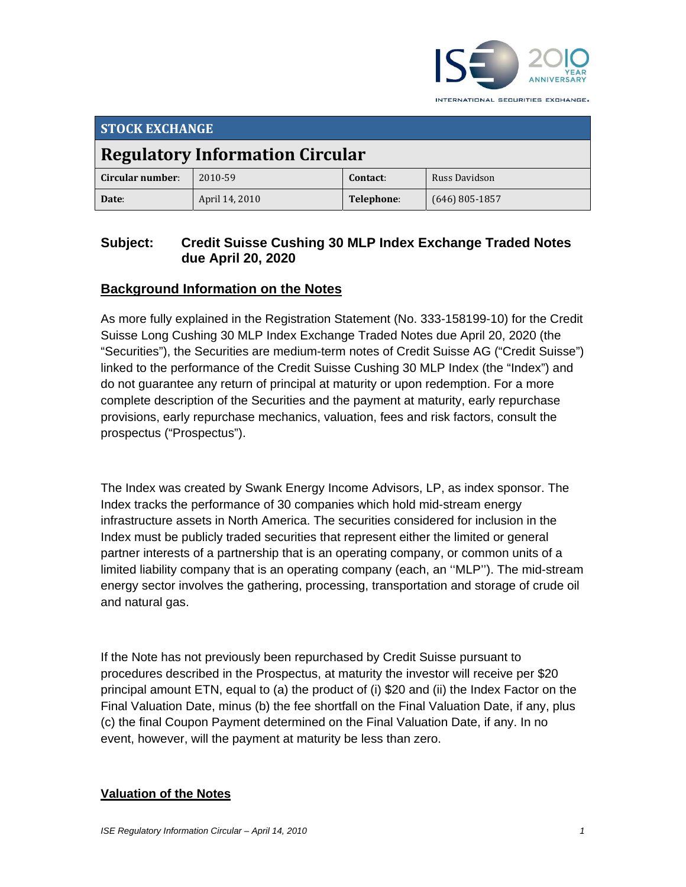INTERNATIONAL SECURITIES EXCHANGE.

| STOCK EXCHANGE | | | |
|---|---|---|---|
| **Regulatory Information Circular** | | | |
| **Circular number:** | 2010-59 | **Contact:** | Russ Davidson |
| **Date:** | April 14, 2010 | **Telephone:** | (646) 805-1857 |

**Subject: Credit Suisse Cushing 30 MLP Index Exchange Traded Notes due April 20, 2020**

## Background Information on the Notes

As more fully explained in the Registration Statement (No. 333-158199-10) for the Credit Suisse Long Cushing 30 MLP Index Exchange Traded Notes due April 20, 2020 (the "Securities"), the Securities are medium-term notes of Credit Suisse AG ("Credit Suisse") linked to the performance of the Credit Suisse Cushing 30 MLP Index (the "Index") and do not guarantee any return of principal at maturity or upon redemption. For a more complete description of the Securities and the payment at maturity, early repurchase provisions, early repurchase mechanics, valuation, fees and risk factors, consult the prospectus ("Prospectus").

The Index was created by Swank Energy Income Advisors, LP, as index sponsor. The Index tracks the performance of 30 companies which hold mid-stream energy infrastructure assets in North America. The securities considered for inclusion in the Index must be publicly traded securities that represent either the limited or general partner interests of a partnership that is an operating company, or common units of a limited liability company that is an operating company (each, an ''MLP''). The mid-stream energy sector involves the gathering, processing, transportation and storage of crude oil and natural gas.

If the Note has not previously been repurchased by Credit Suisse pursuant to procedures described in the Prospectus, at maturity the investor will receive per $20 principal amount ETN, equal to (a) the product of (i) $20 and (ii) the Index Factor on the Final Valuation Date, minus (b) the fee shortfall on the Final Valuation Date, if any, plus (c) the final Coupon Payment determined on the Final Valuation Date, if any. In no event, however, will the payment at maturity be less than zero.

## Valuation of the Notes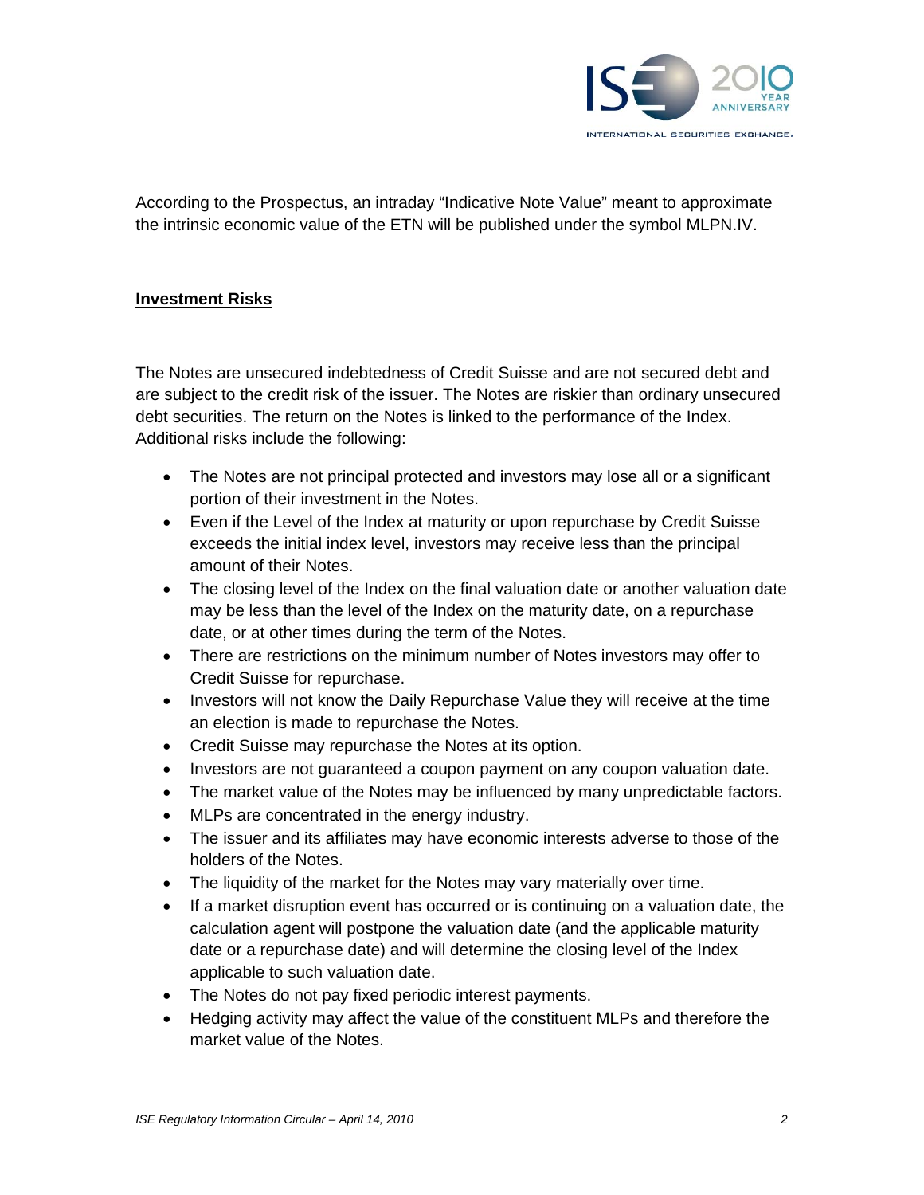According to the Prospectus, an intraday "Indicative Note Value" meant to approximate the intrinsic economic value of the ETN will be published under the symbol MLPN.IV.

**Investment Risks**

The Notes are unsecured indebtedness of Credit Suisse and are not secured debt and are subject to the credit risk of the issuer. The Notes are riskier than ordinary unsecured debt securities. The return on the Notes is linked to the performance of the Index. Additional risks include the following:

- The Notes are not principal protected and investors may lose all or a significant portion of their investment in the Notes.
- Even if the Level of the Index at maturity or upon repurchase by Credit Suisse exceeds the initial index level, investors may receive less than the principal amount of their Notes.
- The closing level of the Index on the final valuation date or another valuation date may be less than the level of the Index on the maturity date, on a repurchase date, or at other times during the term of the Notes.
- There are restrictions on the minimum number of Notes investors may offer to Credit Suisse for repurchase.
- Investors will not know the Daily Repurchase Value they will receive at the time an election is made to repurchase the Notes.
- Credit Suisse may repurchase the Notes at its option.
- Investors are not guaranteed a coupon payment on any coupon valuation date.
- The market value of the Notes may be influenced by many unpredictable factors.
- MLPs are concentrated in the energy industry.
- The issuer and its affiliates may have economic interests adverse to those of the holders of the Notes.
- The liquidity of the market for the Notes may vary materially over time.
- If a market disruption event has occurred or is continuing on a valuation date, the calculation agent will postpone the valuation date (and the applicable maturity date or a repurchase date) and will determine the closing level of the Index applicable to such valuation date.
- The Notes do not pay fixed periodic interest payments.
- Hedging activity may affect the value of the constituent MLPs and therefore the market value of the Notes.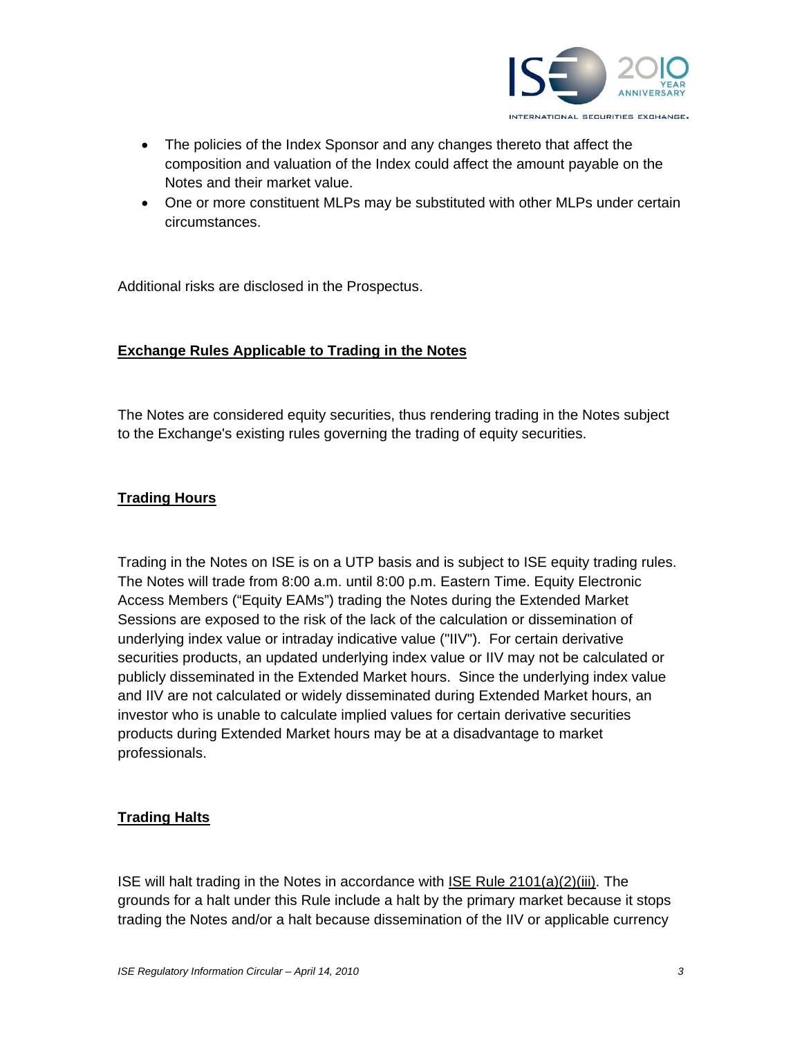- The policies of the Index Sponsor and any changes thereto that affect the composition and valuation of the Index could affect the amount payable on the Notes and their market value.
- One or more constituent MLPs may be substituted with other MLPs under certain circumstances.

Additional risks are disclosed in the Prospectus.

**Exchange Rules Applicable to Trading in the Notes**

The Notes are considered equity securities, thus rendering trading in the Notes subject to the Exchange's existing rules governing the trading of equity securities.

**Trading Hours**

Trading in the Notes on ISE is on a UTP basis and is subject to ISE equity trading rules. The Notes will trade from 8:00 a.m. until 8:00 p.m. Eastern Time. Equity Electronic Access Members ("Equity EAMs") trading the Notes during the Extended Market Sessions are exposed to the risk of the lack of the calculation or dissemination of underlying index value or intraday indicative value ("IIV"). For certain derivative securities products, an updated underlying index value or IIV may not be calculated or publicly disseminated in the Extended Market hours. Since the underlying index value and IIV are not calculated or widely disseminated during Extended Market hours, an investor who is unable to calculate implied values for certain derivative securities products during Extended Market hours may be at a disadvantage to market professionals.

**Trading Halts**

ISE will halt trading in the Notes in accordance with ISE Rule 2101(a)(2)(iii). The grounds for a halt under this Rule include a halt by the primary market because it stops trading the Notes and/or a halt because dissemination of the IIV or applicable currency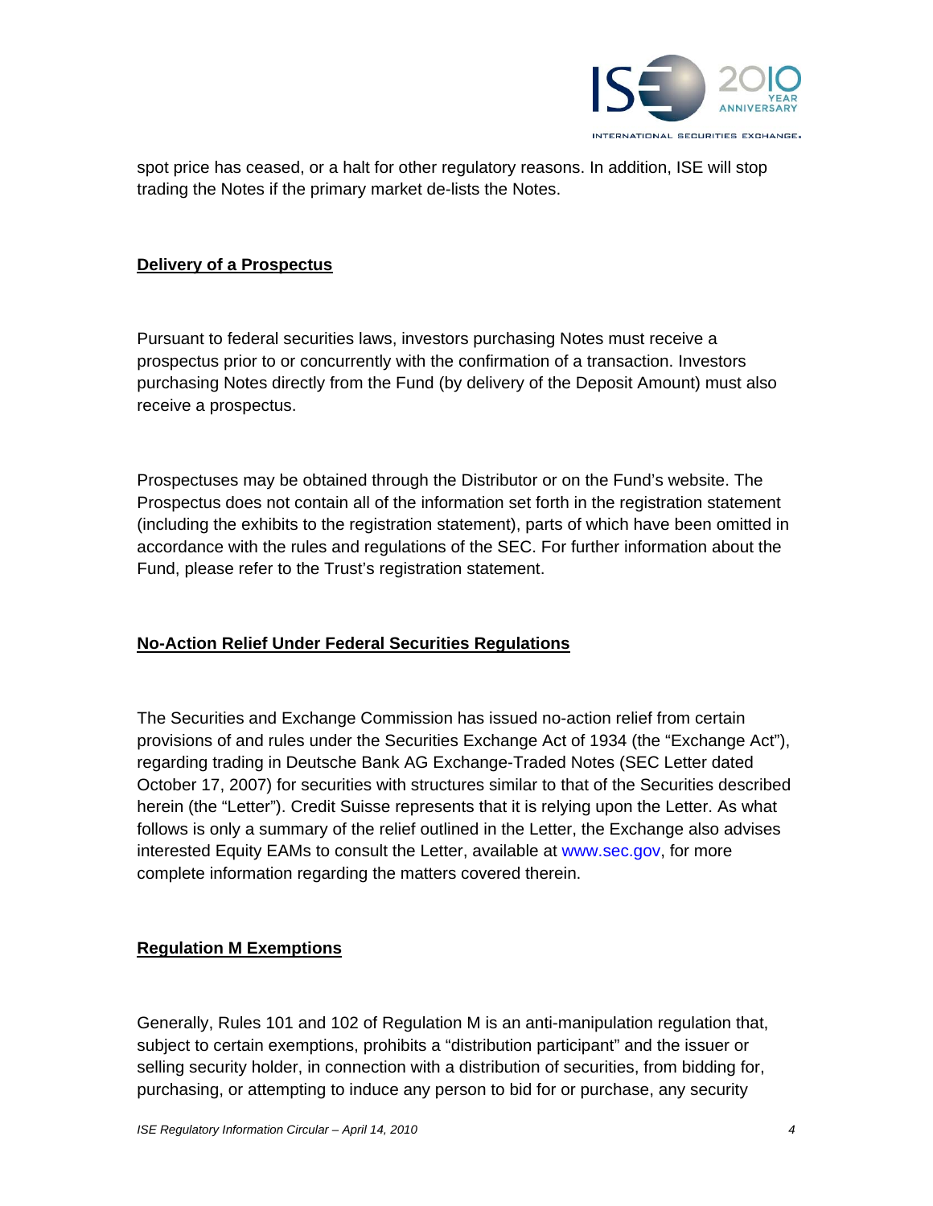spot price has ceased, or a halt for other regulatory reasons. In addition, ISE will stop trading the Notes if the primary market de-lists the Notes.

**Delivery of a Prospectus**

Pursuant to federal securities laws, investors purchasing Notes must receive a prospectus prior to or concurrently with the confirmation of a transaction. Investors purchasing Notes directly from the Fund (by delivery of the Deposit Amount) must also receive a prospectus.

Prospectuses may be obtained through the Distributor or on the Fund's website. The Prospectus does not contain all of the information set forth in the registration statement (including the exhibits to the registration statement), parts of which have been omitted in accordance with the rules and regulations of the SEC. For further information about the Fund, please refer to the Trust's registration statement.

**No-Action Relief Under Federal Securities Regulations**

The Securities and Exchange Commission has issued no-action relief from certain provisions of and rules under the Securities Exchange Act of 1934 (the "Exchange Act"), regarding trading in Deutsche Bank AG Exchange-Traded Notes (SEC Letter dated October 17, 2007) for securities with structures similar to that of the Securities described herein (the "Letter"). Credit Suisse represents that it is relying upon the Letter. As what follows is only a summary of the relief outlined in the Letter, the Exchange also advises interested Equity EAMs to consult the Letter, available at www.sec.gov, for more complete information regarding the matters covered therein.

**Regulation M Exemptions**

Generally, Rules 101 and 102 of Regulation M is an anti-manipulation regulation that, subject to certain exemptions, prohibits a "distribution participant" and the issuer or selling security holder, in connection with a distribution of securities, from bidding for, purchasing, or attempting to induce any person to bid for or purchase, any security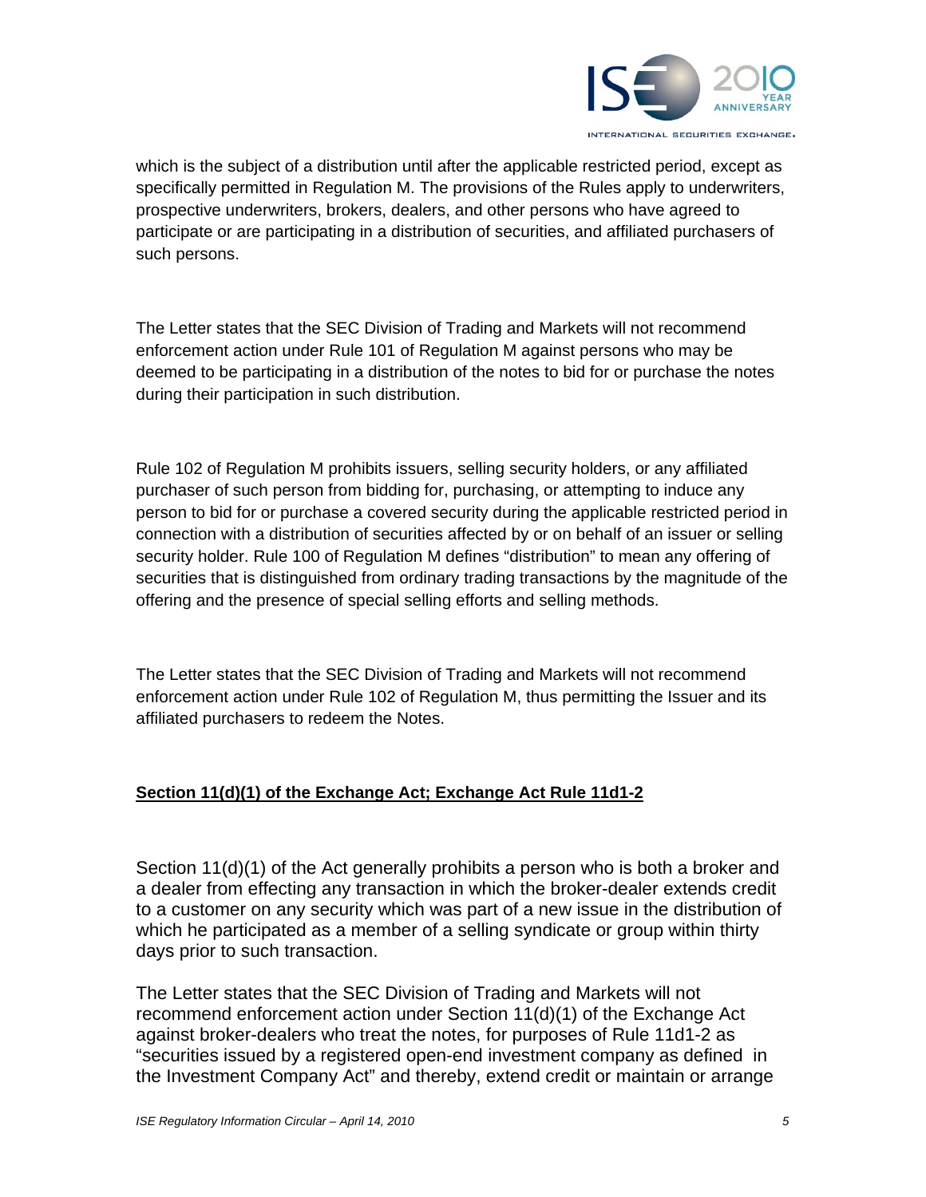which is the subject of a distribution until after the applicable restricted period, except as specifically permitted in Regulation M. The provisions of the Rules apply to underwriters, prospective underwriters, brokers, dealers, and other persons who have agreed to participate or are participating in a distribution of securities, and affiliated purchasers of such persons.

The Letter states that the SEC Division of Trading and Markets will not recommend enforcement action under Rule 101 of Regulation M against persons who may be deemed to be participating in a distribution of the notes to bid for or purchase the notes during their participation in such distribution.

Rule 102 of Regulation M prohibits issuers, selling security holders, or any affiliated purchaser of such person from bidding for, purchasing, or attempting to induce any person to bid for or purchase a covered security during the applicable restricted period in connection with a distribution of securities affected by or on behalf of an issuer or selling security holder. Rule 100 of Regulation M defines "distribution" to mean any offering of securities that is distinguished from ordinary trading transactions by the magnitude of the offering and the presence of special selling efforts and selling methods.

The Letter states that the SEC Division of Trading and Markets will not recommend enforcement action under Rule 102 of Regulation M, thus permitting the Issuer and its affiliated purchasers to redeem the Notes.

**Section 11(d)(1) of the Exchange Act; Exchange Act Rule 11d1-2**

Section 11(d)(1) of the Act generally prohibits a person who is both a broker and a dealer from effecting any transaction in which the broker-dealer extends credit to a customer on any security which was part of a new issue in the distribution of which he participated as a member of a selling syndicate or group within thirty days prior to such transaction.

The Letter states that the SEC Division of Trading and Markets will not recommend enforcement action under Section 11(d)(1) of the Exchange Act against broker-dealers who treat the notes, for purposes of Rule 11d1-2 as "securities issued by a registered open-end investment company as defined in the Investment Company Act" and thereby, extend credit or maintain or arrange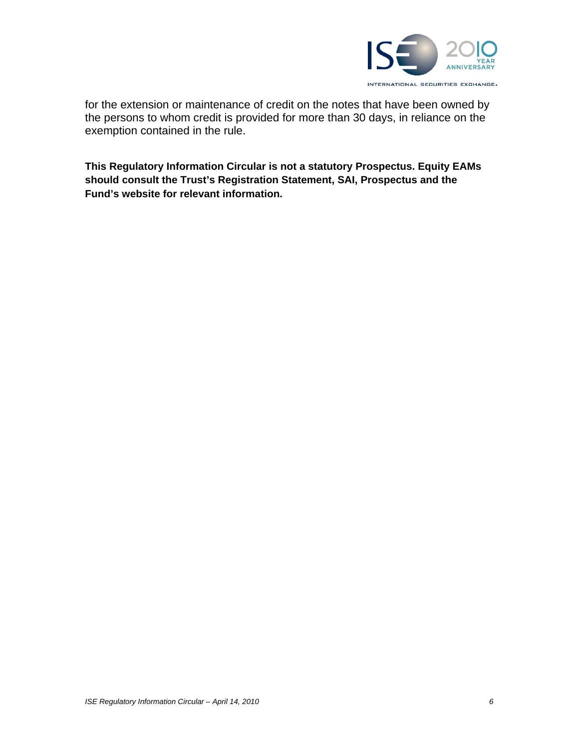for the extension or maintenance of credit on the notes that have been owned by the persons to whom credit is provided for more than 30 days, in reliance on the exemption contained in the rule.

**This Regulatory Information Circular is not a statutory Prospectus. Equity EAMs should consult the Trust's Registration Statement, SAI, Prospectus and the Fund's website for relevant information.**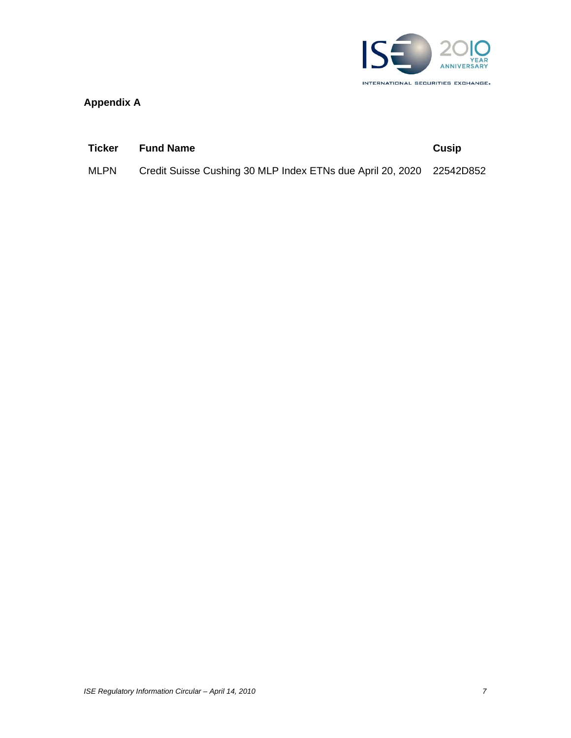## Appendix A

| Ticker | Fund Name | Cusip |
|---|---|---|
| MLPN | Credit Suisse Cushing 30 MLP Index ETNs due April 20, 2020 | 22542D852 |